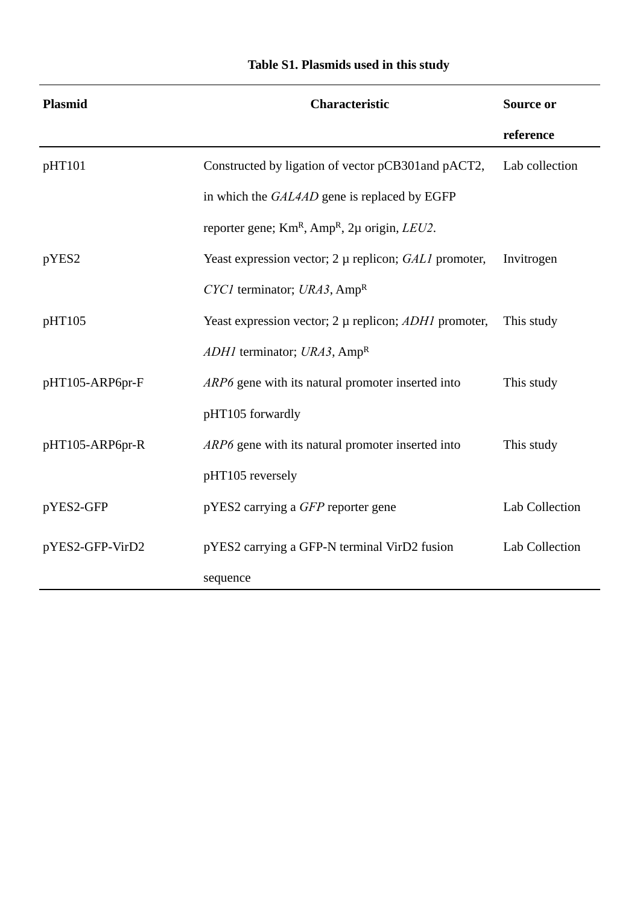**Table S1. Plasmids used in this study**

| Plasmid | Characteristic | Source or reference |
|---|---|---|
| pHT101 | Constructed by ligation of vector pCB301and pACT2, in which the *GAL4AD* gene is replaced by EGFP reporter gene; $Km^R$, $Amp^R$, 2μ origin, *LEU2*. | Lab collection |
| pYES2 | Yeast expression vector; 2 μ replicon; *GAL1* promoter, *CYC1* terminator; *URA3*, $Amp^R$ | Invitrogen |
| pHT105 | Yeast expression vector; 2 μ replicon; *ADH1* promoter, *ADH1* terminator; *URA3*, $Amp^R$ | This study |
| pHT105-ARP6pr-F | *ARP6* gene with its natural promoter inserted into pHT105 forwardly | This study |
| pHT105-ARP6pr-R | *ARP6* gene with its natural promoter inserted into pHT105 reversely | This study |
| pYES2-GFP | pYES2 carrying a *GFP* reporter gene | Lab Collection |
| pYES2-GFP-VirD2 | pYES2 carrying a GFP-N terminal VirD2 fusion sequence | Lab Collection |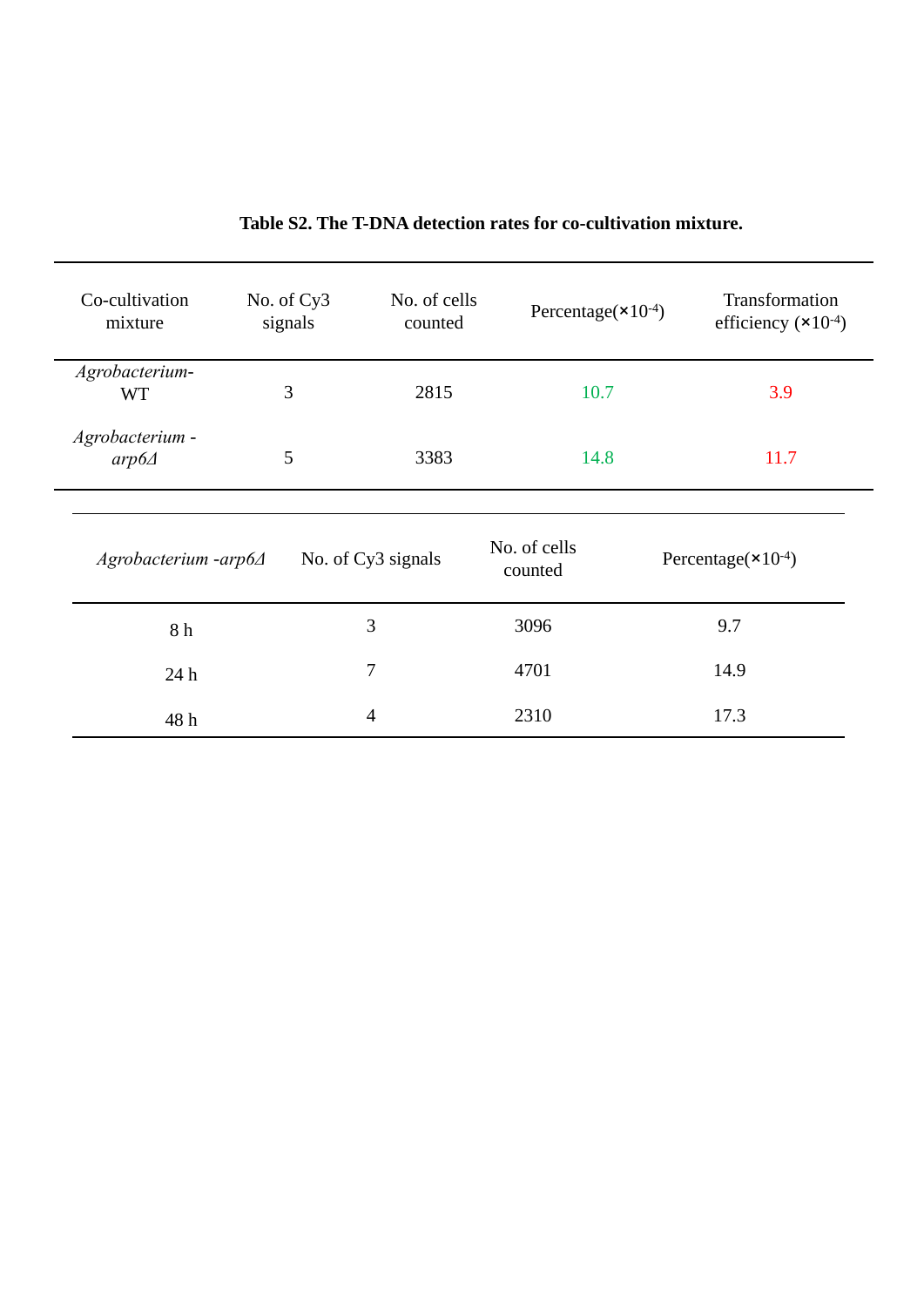**Table S2. The T-DNA detection rates for co-cultivation mixture.**

| Co-cultivation mixture | No. of Cy3 signals | No. of cells counted | Percentage($\times 10^{-4}$) | Transformation efficiency ($\times 10^{-4}$) |
|---|---|---|---|---|
| *Agrobacterium*-WT | 3 | 2815 | 10.7 | 3.9 |
| *Agrobacterium -arp6Δ* | 5 | 3383 | 14.8 | 11.7 |

| *Agrobacterium -arp6Δ* | No. of Cy3 signals | No. of cells counted | Percentage($\times 10^{-4}$) |
|---|---|---|---|
| 8 h | 3 | 3096 | 9.7 |
| 24 h | 7 | 4701 | 14.9 |
| 48 h | 4 | 2310 | 17.3 |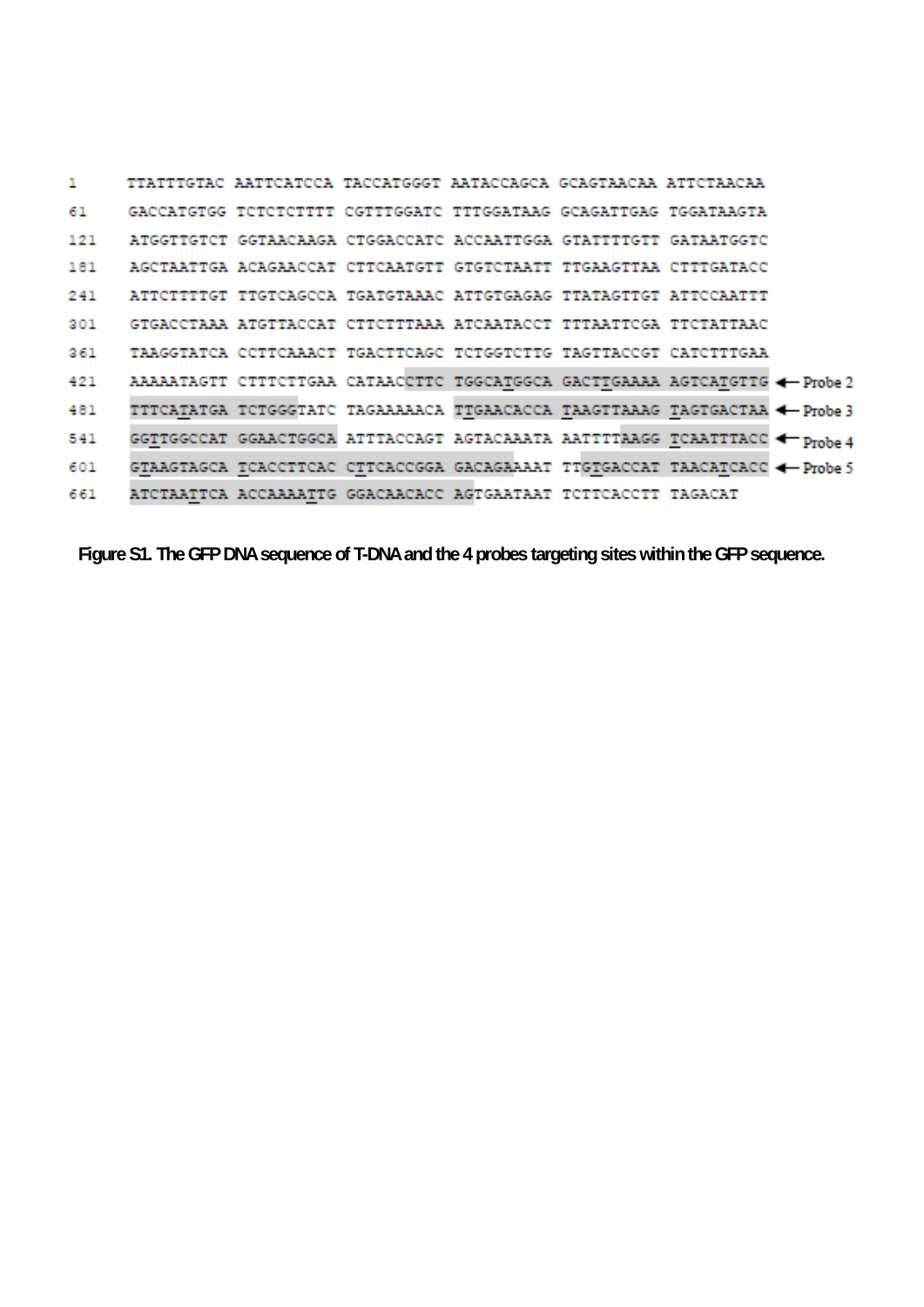```
1     TTATTTGTAC AATTCATCCA TACCATGGGT AATACCAGCA GCAGTAACAA ATTCTAACAA
61    GACCATGTGG TCTCTCTTTT CGTTTGGATC TTTGGATAAG GCAGATTGAG TGGATAAGTA
121   ATGGTTGTCT GGTAACAAGA CTGGACCATC ACCAATTGGA GTATTTTGTT GATAATGGTC
181   AGCTAATTGA ACAGAACCAT CTTCAATGTT GTGTCTAATT TTGAAGTTAA CTTTGATACC
241   ATTCTTTTGT TTGTCAGCCA TGATGTAAAC ATTGTGAGAG TTATAGTTGT ATTCCAATTT
301   GTGACCTAAA ATGTTACCAT CTTCTTTAAA ATCAATACCT TTTAATTCGA TTCTATTAAC
361   TAAGGTATCA CCTTCAAACT TGACTTCAGC TCTGGTCTTG TAGTTACCGT CATCTTTGAA
421   AAAAATAGTT CTTTCTTGAA CATAACCTTC TGGCATGGCA GACTTGAAAA AGTCATGTTG ← Probe 2
481   TTTCATATGA TCTGGGTATC TAGAAAAACA TTGAACACCA TAAGTTAAAG TAGTGACTAA ← Probe 3
541   GGTTGGCCAT GGAACTGGCA ATTTACCAGT AGTACAAATA AATTTTAAGG TCAATTTACC ← Probe 4
601   GTAAGTAGCA TCACCTTCAC CTTCACCGGA GACAGAAAAT TTGTGACCAT TAACATCACC ← Probe 5
661   ATCTAATTCA ACCAAAATTG GGACAACACC AGTGAATAAT TCTTCACCTT TAGACAT
```

**Figure S1. The GFP DNA sequence of T-DNA and the 4 probes targeting sites within the GFP sequence.**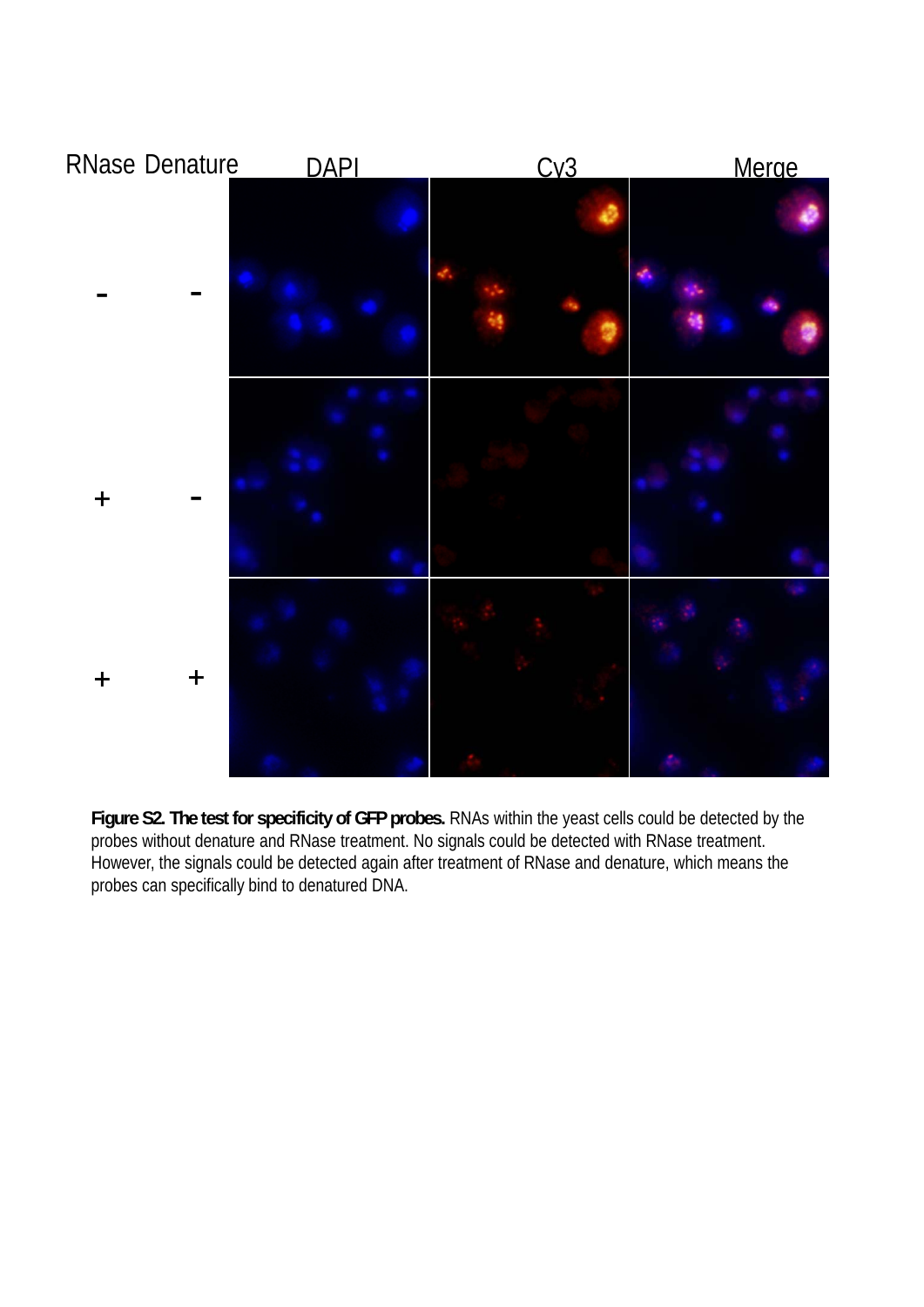**Figure S2. The test for specificity of GFP probes.** RNAs within the yeast cells could be detected by the probes without denature and RNase treatment. No signals could be detected with RNase treatment. However, the signals could be detected again after treatment of RNase and denature, which means the probes can specifically bind to denatured DNA.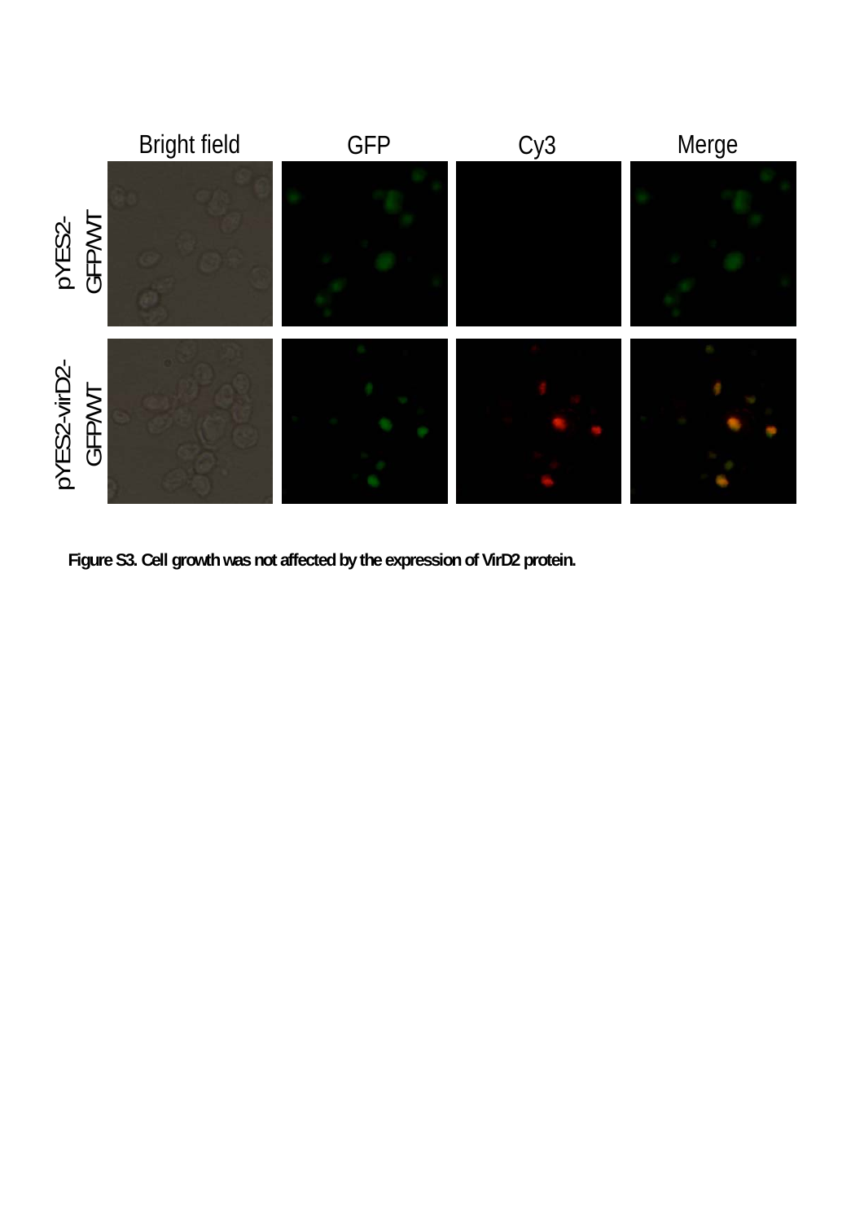Bright field

GFP

Cy3

Merge

pYES2-GFP/WT

pYES2-virD2-GFP/WT

**Figure S3. Cell growth was not affected by the expression of VirD2 protein.**